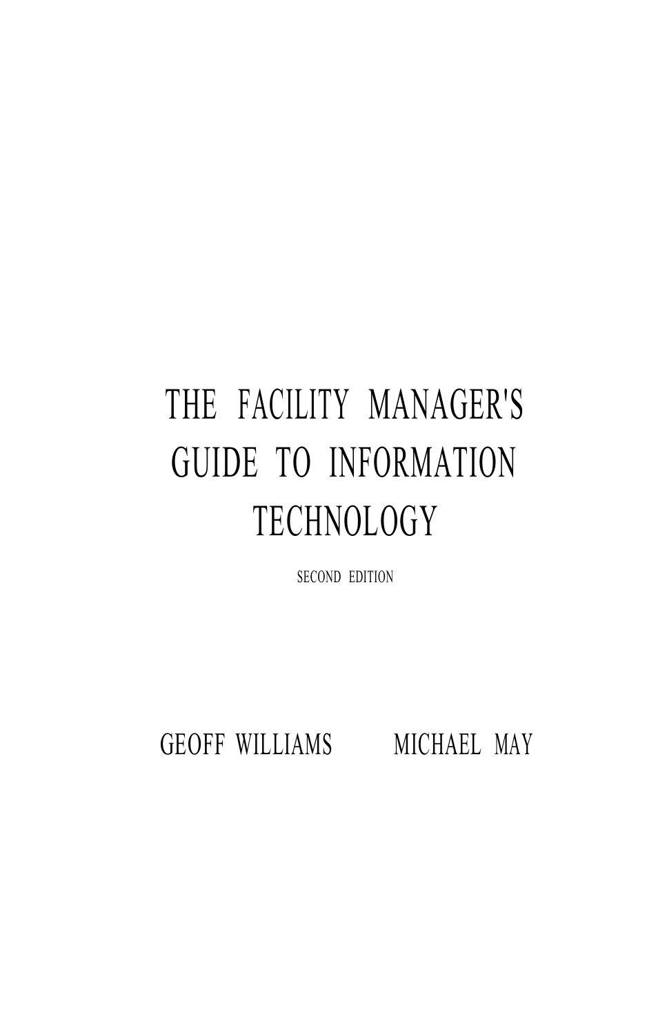# THE FACILITY MANAGER'S GUIDE TO INFORMATION TECHNOLOGY

SECOND EDITION

GEOFF WILLIAMS MICHAEL MAY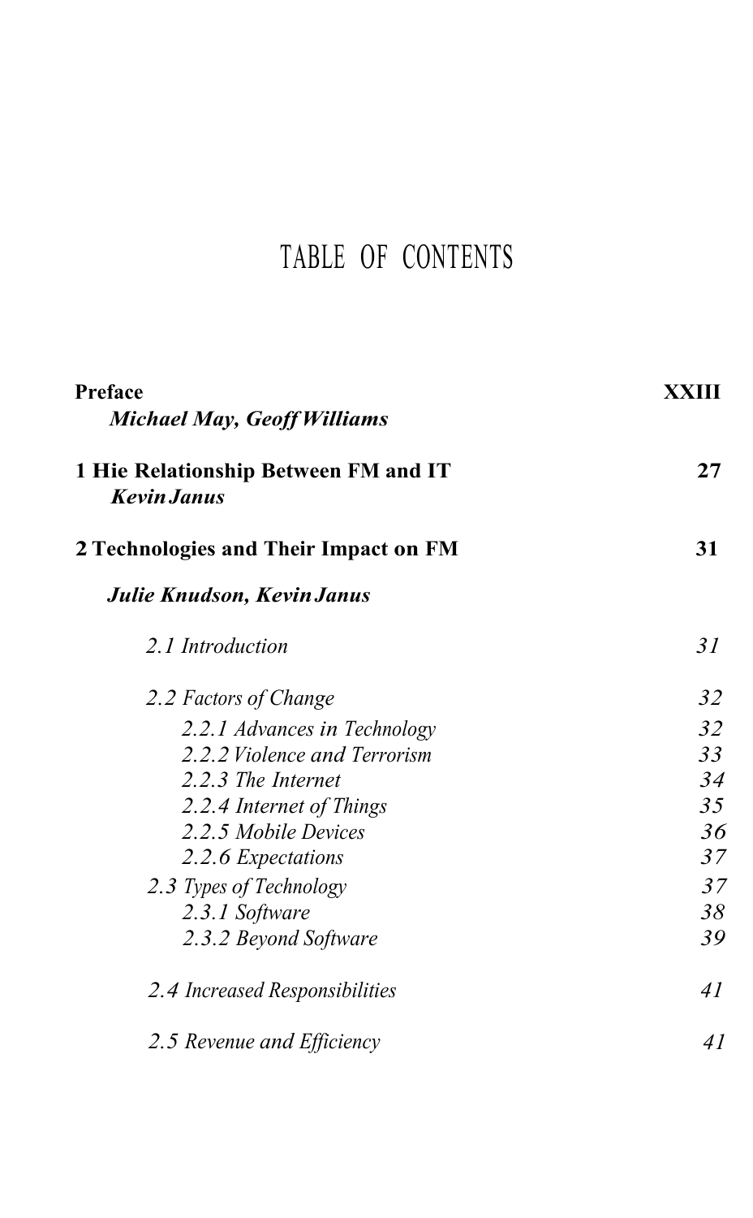# TABLE OF CONTENTS

**Preface** **XXIII**
***Michael May, Geoff Williams***

**1 Hie Relationship Between FM and IT** **27**
***Kevin Janus***

**2 Technologies and Their Impact on FM** **31**

***Julie Knudson, Kevin Janus***

*2.1 Introduction* *31*

*2.2 Factors of Change* *32*

*2.2.1 Advances in Technology* *32*
*2.2.2 Violence and Terrorism* *33*
*2.2.3 The Internet* *34*
*2.2.4 Internet of Things* *35*
*2.2.5 Mobile Devices* *36*
*2.2.6 Expectations* *37*

*2.3 Types of Technology* *37*
*2.3.1 Software* *38*
*2.3.2 Beyond Software* *39*

*2.4 Increased Responsibilities* *41*

*2.5 Revenue and Efficiency* *41*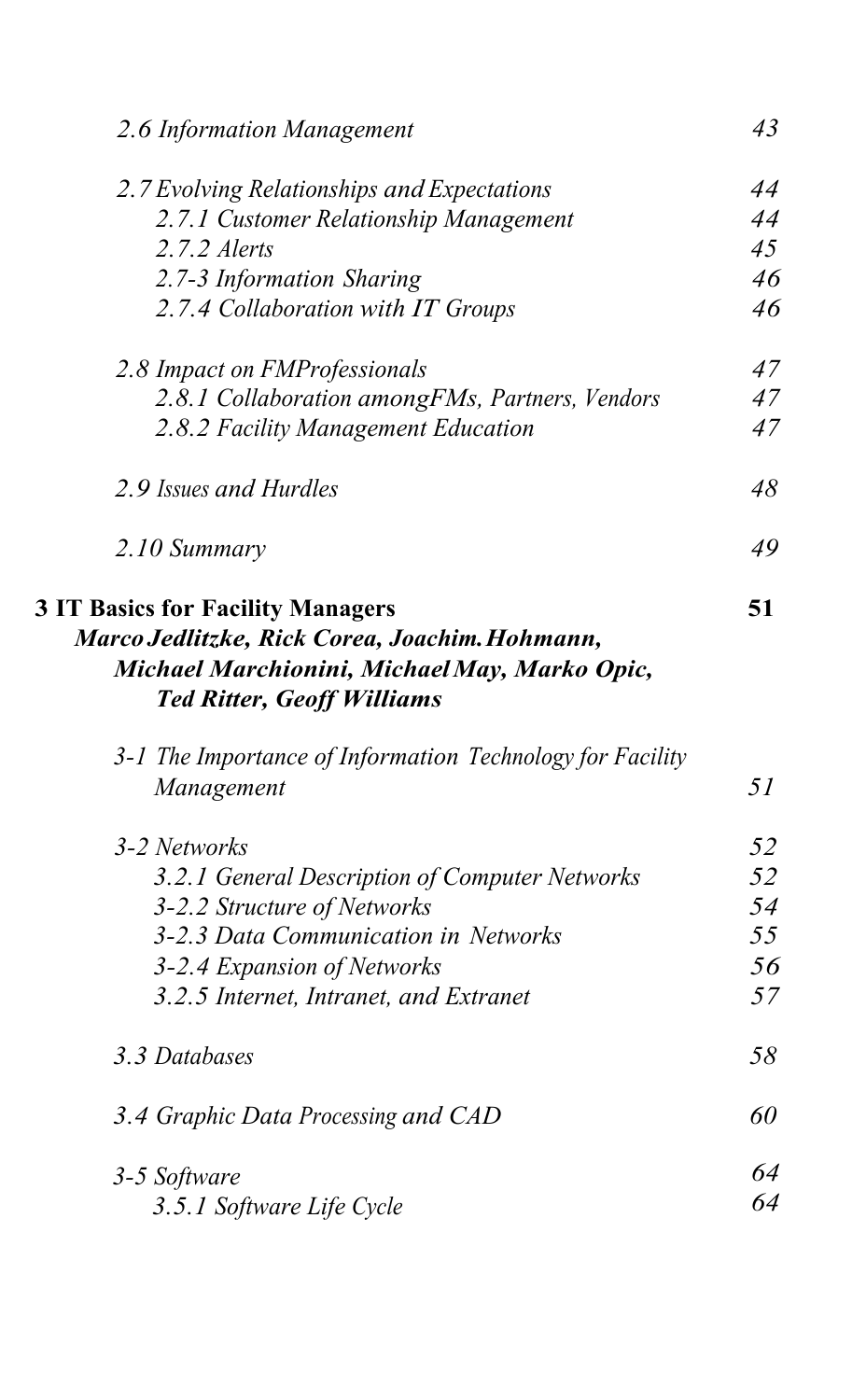*2.6 Information Management* 43

*2.7 Evolving Relationships and Expectations* 44
- *2.7.1 Customer Relationship Management* 44
- *2.7.2 Alerts* 45
- *2.7-3 Information Sharing* 46
- *2.7.4 Collaboration with IT Groups* 46

*2.8 Impact on FMProfessionals* 47
- *2.8.1 Collaboration amongFMs, Partners, Vendors* 47
- *2.8.2 Facility Management Education* 47

*2.9 Issues and Hurdles* 48

*2.10 Summary* 49

**3 IT Basics for Facility Managers** **51**

***Marco Jedlitzke, Rick Corea, Joachim.Hohmann, Michael Marchionini, Michael May, Marko Opic, Ted Ritter, Geoff Williams***

*3-1 The Importance of Information Technology for Facility Management* 51

*3-2 Networks* 52
- *3.2.1 General Description of Computer Networks* 52
- *3-2.2 Structure of Networks* 54
- *3-2.3 Data Communication in Networks* 55
- *3-2.4 Expansion of Networks* 56
- *3.2.5 Internet, Intranet, and Extranet* 57

*3.3 Databases* 58

*3.4 Graphic Data Processing and CAD* 60

*3-5 Software* 64
- *3.5.1 Software Life Cycle* 64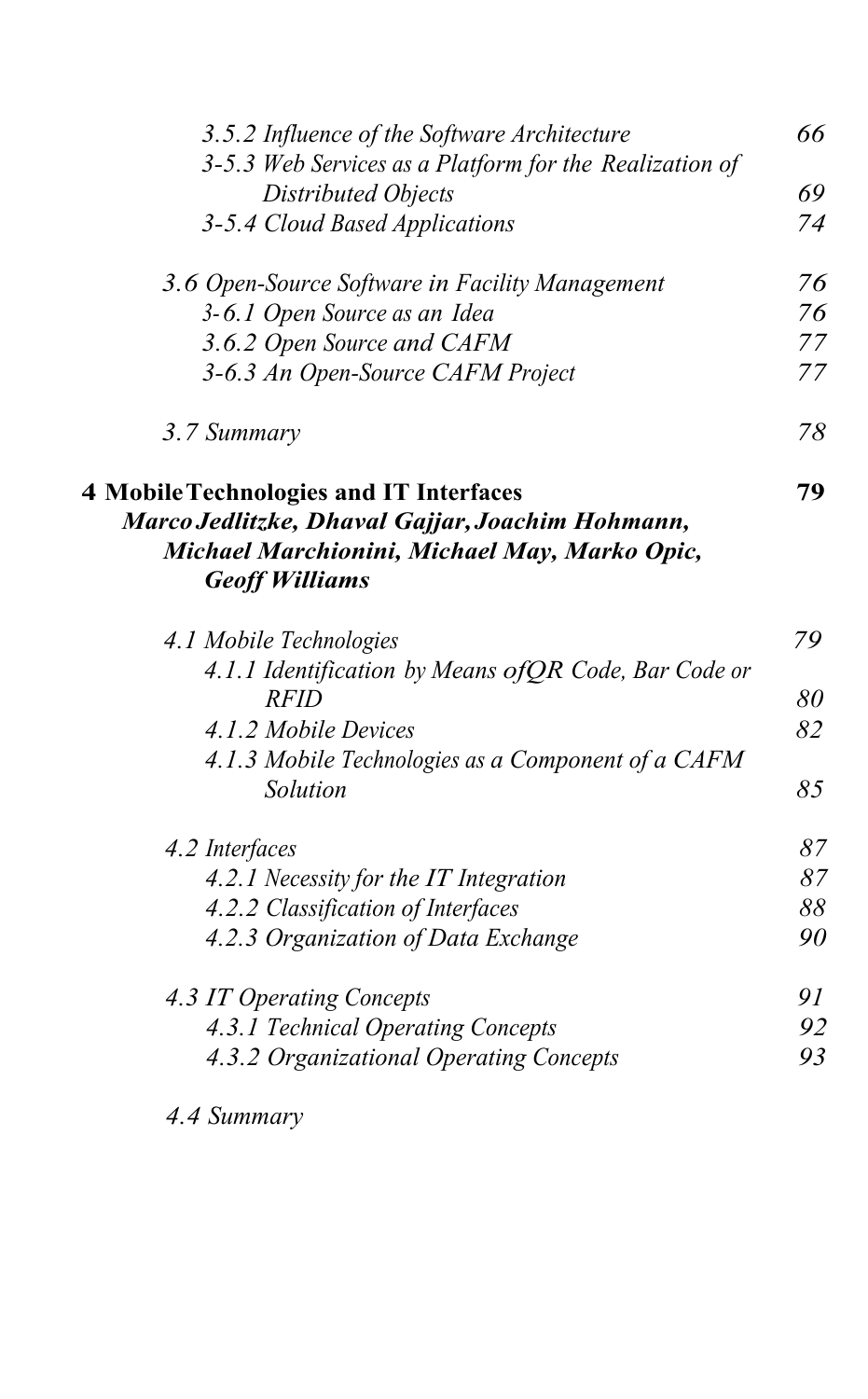*3.5.2 Influence of the Software Architecture* 66
*3-5.3 Web Services as a Platform for the Realization of Distributed Objects* 69
*3-5.4 Cloud Based Applications* 74

*3.6 Open-Source Software in Facility Management* 76
*3-6.1 Open Source as an Idea* 76
*3.6.2 Open Source and CAFM* 77
*3-6.3 An Open-Source CAFM Project* 77

*3.7 Summary* 78

**4 Mobile Technologies and IT Interfaces** **79**
***Marco Jedlitzke, Dhaval Gajjar, Joachim Hohmann, Michael Marchionini, Michael May, Marko Opic, Geoff Williams***

*4.1 Mobile Technologies* 79
*4.1.1 Identification by Means ofQR Code, Bar Code or RFID* 80
*4.1.2 Mobile Devices* 82
*4.1.3 Mobile Technologies as a Component of a CAFM Solution* 85

*4.2 Interfaces* 87
*4.2.1 Necessity for the IT Integration* 87
*4.2.2 Classification of Interfaces* 88
*4.2.3 Organization of Data Exchange* 90

*4.3 IT Operating Concepts* 91
*4.3.1 Technical Operating Concepts* 92
*4.3.2 Organizational Operating Concepts* 93

*4.4 Summary*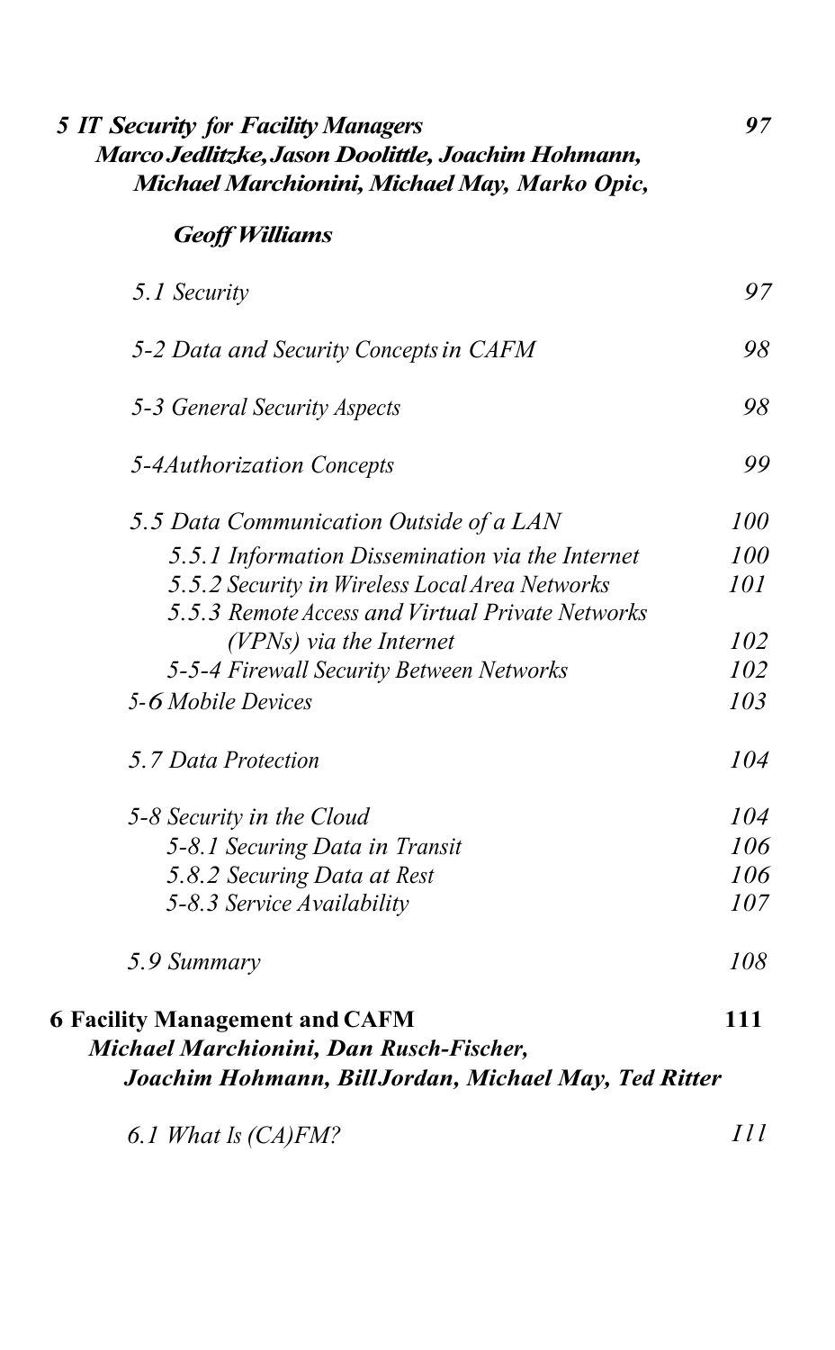***5 IT Security for Facility Managers*** *97*
***Marco Jedlitzke, Jason Doolittle, Joachim Hohmann, Michael Marchionini, Michael May, Marko Opic, Geoff Williams***

| | |
|---|---|
| *5.1 Security* | *97* |
| *5-2 Data and Security Concepts in CAFM* | *98* |
| *5-3 General Security Aspects* | *98* |
| *5-4Authorization Concepts* | *99* |
| *5.5 Data Communication Outside of a LAN* | *100* |
| *5.5.1 Information Dissemination via the Internet* | *100* |
| *5.5.2 Security in Wireless Local Area Networks* | *101* |
| *5.5.3 Remote Access and Virtual Private Networks (VPNs) via the Internet* | *102* |
| *5-5-4 Firewall Security Between Networks* | *102* |
| *5-6 Mobile Devices* | *103* |
| *5.7 Data Protection* | *104* |
| *5-8 Security in the Cloud* | *104* |
| *5-8.1 Securing Data in Transit* | *106* |
| *5.8.2 Securing Data at Rest* | *106* |
| *5-8.3 Service Availability* | *107* |
| *5.9 Summary* | *108* |

**6 Facility Management and CAFM** **111**
***Michael Marchionini, Dan Rusch-Fischer, Joachim Hohmann, BillJordan, Michael May, Ted Ritter***

| | |
|---|---|
| *6.1 What Is (CA)FM?* | *Ill* |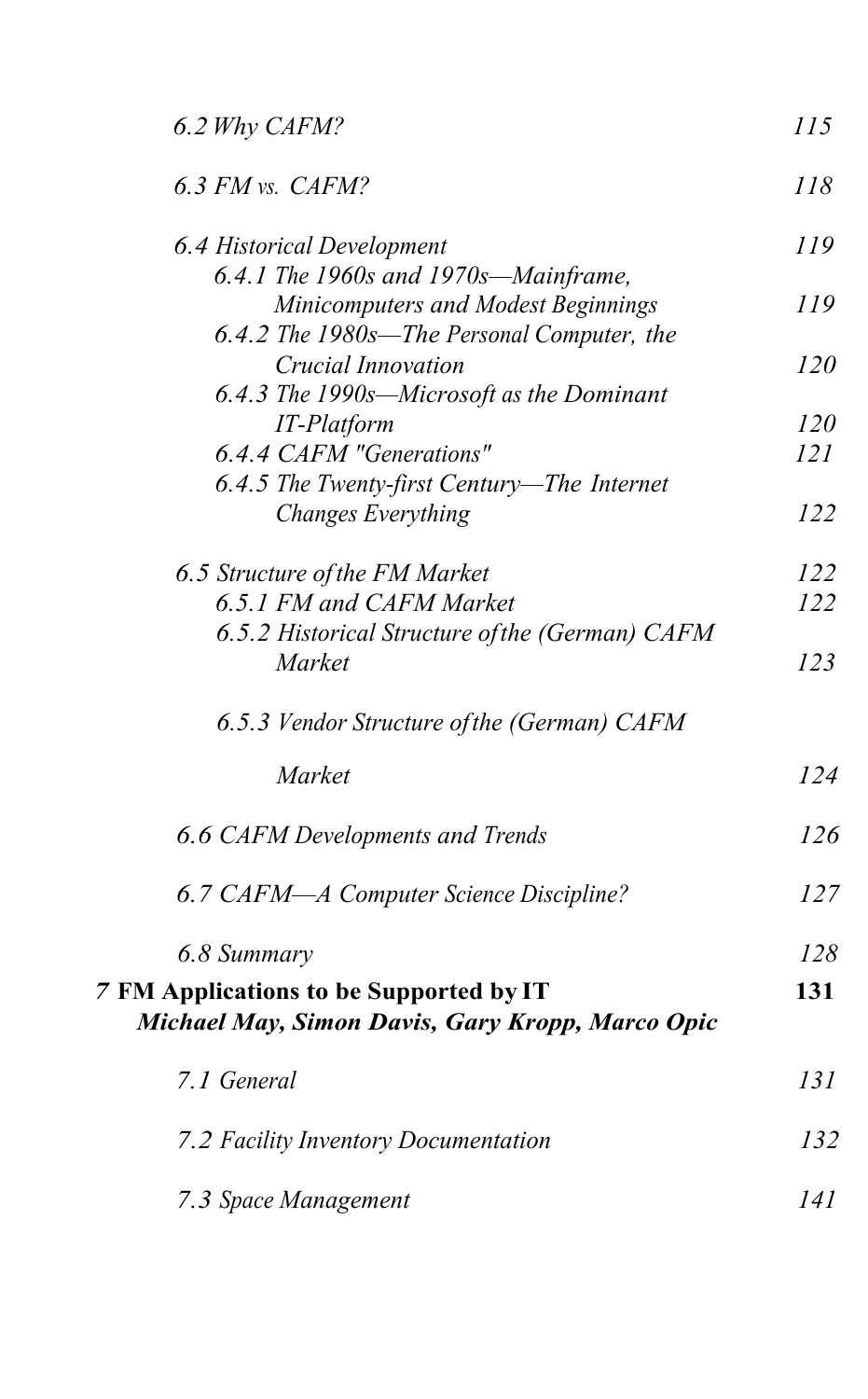*6.2 Why CAFM?* 115

*6.3 FM vs. CAFM?* 118

*6.4 Historical Development* 119

*6.4.1 The 1960s and 1970s—Mainframe, Minicomputers and Modest Beginnings* 119

*6.4.2 The 1980s—The Personal Computer, the Crucial Innovation* 120

*6.4.3 The 1990s—Microsoft as the Dominant IT-Platform* 120

*6.4.4 CAFM "Generations"* 121

*6.4.5 The Twenty-first Century—The Internet Changes Everything* 122

*6.5 Structure of the FM Market* 122

*6.5.1 FM and CAFM Market* 122

*6.5.2 Historical Structure of the (German) CAFM Market* 123

*6.5.3 Vendor Structure of the (German) CAFM Market* 124

*6.6 CAFM Developments and Trends* 126

*6.7 CAFM—A Computer Science Discipline?* 127

*6.8 Summary* 128

**7 FM Applications to be Supported by IT** **131**
***Michael May, Simon Davis, Gary Kropp, Marco Opic***

*7.1 General* 131

*7.2 Facility Inventory Documentation* 132

*7.3 Space Management* 141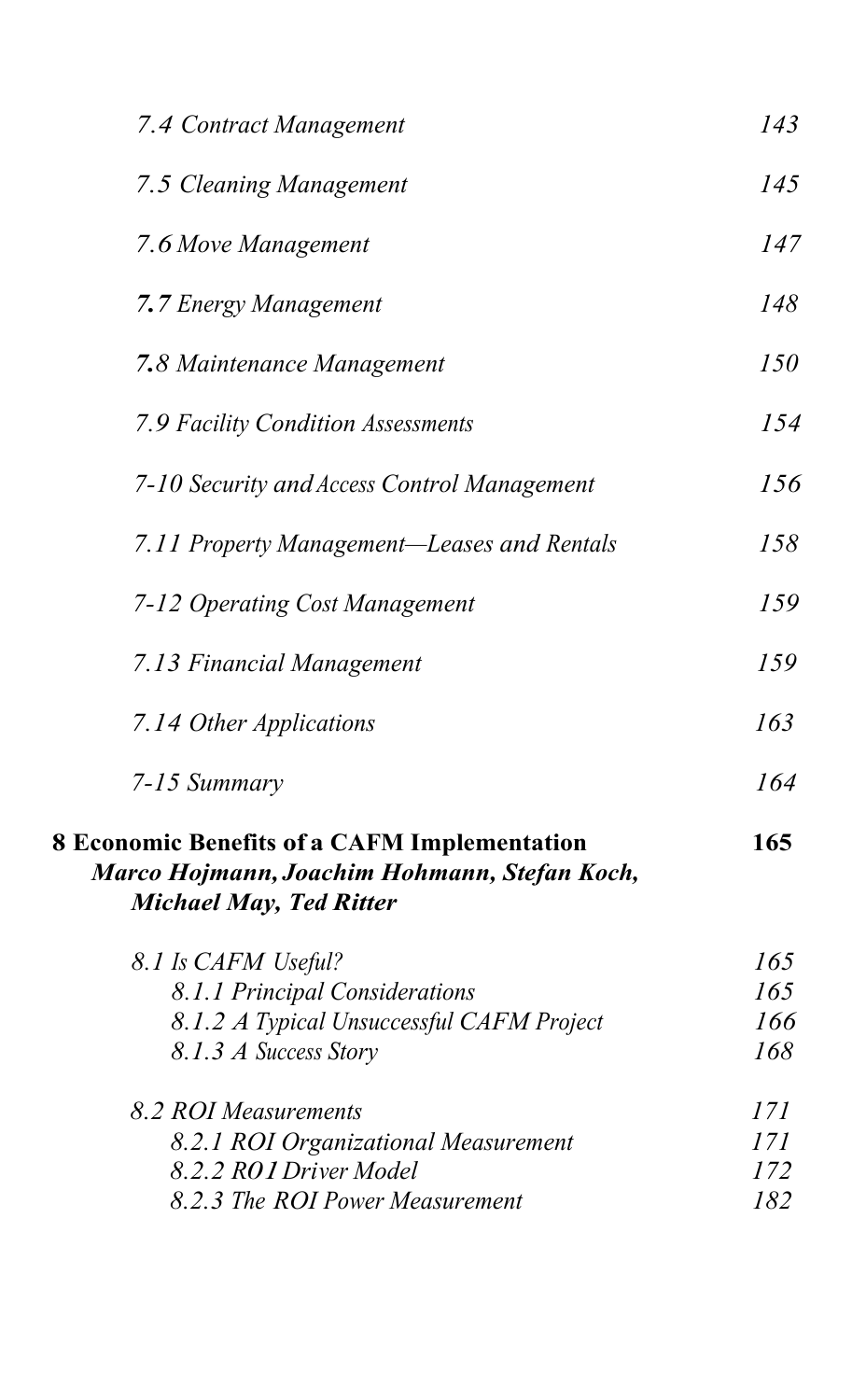*7.4 Contract Management* 143

*7.5 Cleaning Management* 145

*7.6 Move Management* 147

*7.7 Energy Management* 148

*7.8 Maintenance Management* 150

*7.9 Facility Condition Assessments* 154

*7-10 Security and Access Control Management* 156

*7.11 Property Management—Leases and Rentals* 158

*7-12 Operating Cost Management* 159

*7.13 Financial Management* 159

*7.14 Other Applications* 163

*7-15 Summary* 164

**8 Economic Benefits of a CAFM Implementation** **165**
***Marco Hojmann, Joachim Hohmann, Stefan Koch, Michael May, Ted Ritter***

*8.1 Is CAFM Useful?* 165
*8.1.1 Principal Considerations* 165
*8.1.2 A Typical Unsuccessful CAFM Project* 166
*8.1.3 A Success Story* 168

*8.2 ROI Measurements* 171
*8.2.1 ROI Organizational Measurement* 171
*8.2.2 ROI Driver Model* 172
*8.2.3 The ROI Power Measurement* 182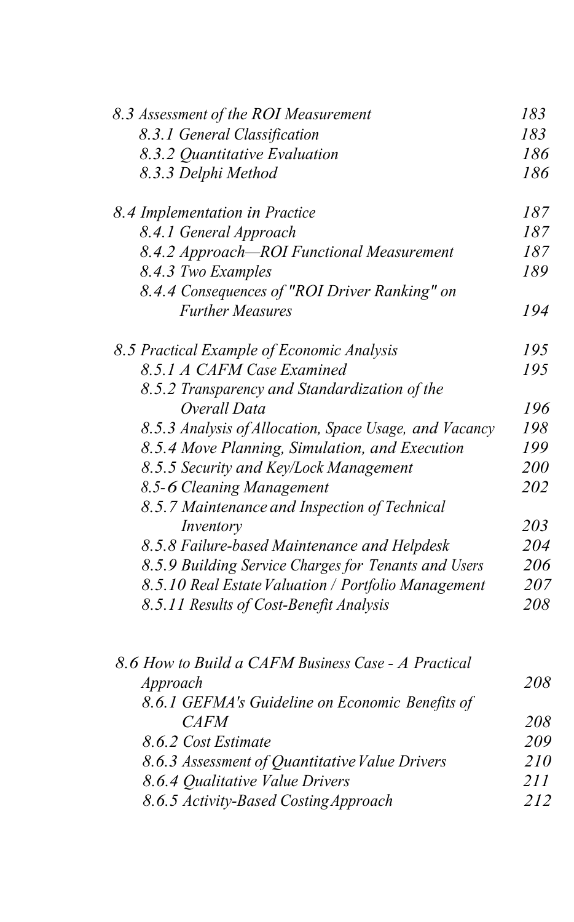*8.3 Assessment of the ROI Measurement* 183
- *8.3.1 General Classification* 183
- *8.3.2 Quantitative Evaluation* 186
- *8.3.3 Delphi Method* 186

*8.4 Implementation in Practice* 187
- *8.4.1 General Approach* 187
- *8.4.2 Approach—ROI Functional Measurement* 187
- *8.4.3 Two Examples* 189
- *8.4.4 Consequences of "ROI Driver Ranking" on Further Measures* 194

*8.5 Practical Example of Economic Analysis* 195
- *8.5.1 A CAFM Case Examined* 195
- *8.5.2 Transparency and Standardization of the Overall Data* 196
- *8.5.3 Analysis of Allocation, Space Usage, and Vacancy* 198
- *8.5.4 Move Planning, Simulation, and Execution* 199
- *8.5.5 Security and Key/Lock Management* 200
- *8.5-6 Cleaning Management* 202
- *8.5.7 Maintenance and Inspection of Technical Inventory* 203
- *8.5.8 Failure-based Maintenance and Helpdesk* 204
- *8.5.9 Building Service Charges for Tenants and Users* 206
- *8.5.10 Real Estate Valuation / Portfolio Management* 207
- *8.5.11 Results of Cost-Benefit Analysis* 208

*8.6 How to Build a CAFM Business Case - A Practical Approach* 208
- *8.6.1 GEFMA's Guideline on Economic Benefits of CAFM* 208
- *8.6.2 Cost Estimate* 209
- *8.6.3 Assessment of Quantitative Value Drivers* 210
- *8.6.4 Qualitative Value Drivers* 211
- *8.6.5 Activity-Based Costing Approach* 212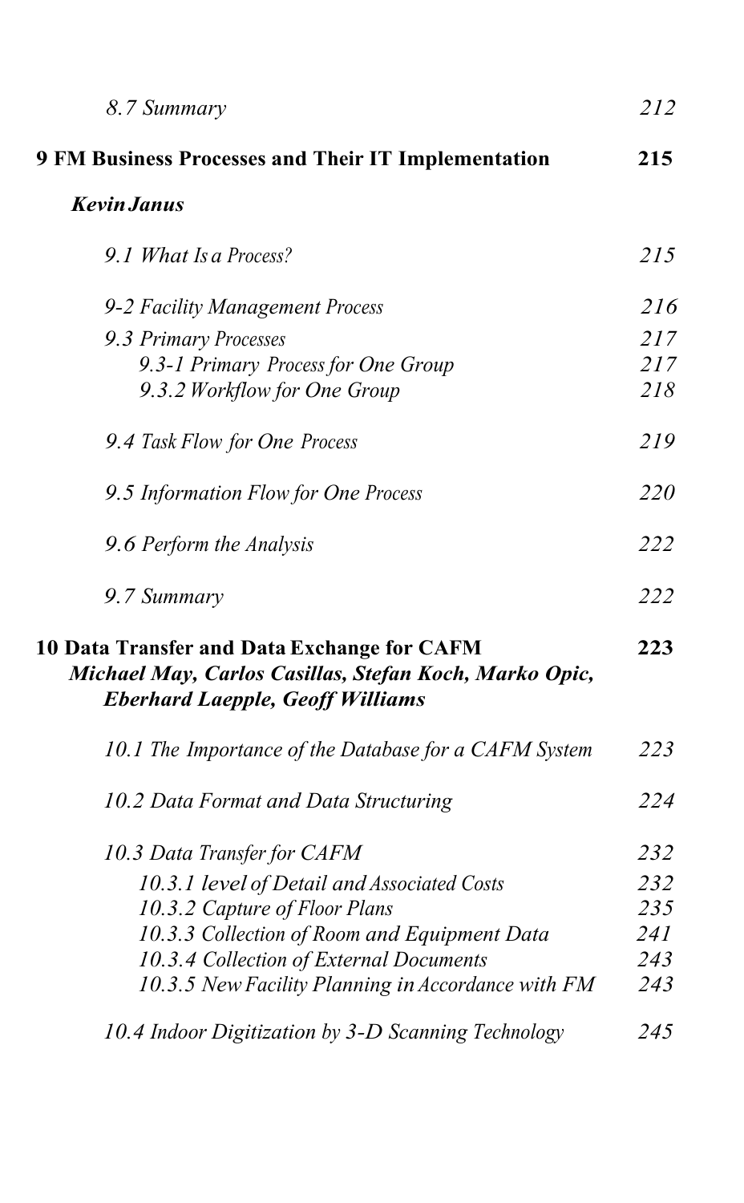*8.7 Summary* 212

**9 FM Business Processes and Their IT Implementation** **215**

***Kevin Janus***

*9.1 What Is a Process?* 215

*9-2 Facility Management Process* 216

*9.3 Primary Processes* 217
*9.3-1 Primary Process for One Group* 217
*9.3.2 Workflow for One Group* 218

*9.4 Task Flow for One Process* 219

*9.5 Information Flow for One Process* 220

*9.6 Perform the Analysis* 222

*9.7 Summary* 222

**10 Data Transfer and Data Exchange for CAFM** **223**
***Michael May, Carlos Casillas, Stefan Koch, Marko Opic, Eberhard Laepple, Geoff Williams***

*10.1 The Importance of the Database for a CAFM System* 223

*10.2 Data Format and Data Structuring* 224

*10.3 Data Transfer for CAFM* 232
*10.3.1 level of Detail and Associated Costs* 232
*10.3.2 Capture of Floor Plans* 235
*10.3.3 Collection of Room and Equipment Data* 241
*10.3.4 Collection of External Documents* 243
*10.3.5 New Facility Planning in Accordance with FM* 243

*10.4 Indoor Digitization by 3-D Scanning Technology* 245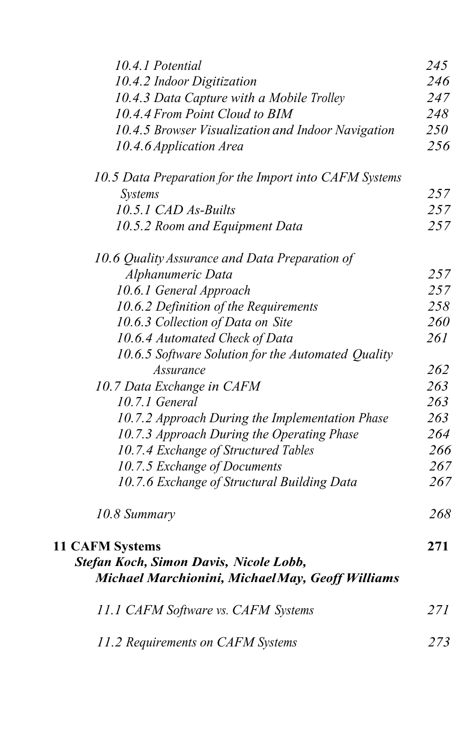*10.4.1 Potential* 245
*10.4.2 Indoor Digitization* 246
*10.4.3 Data Capture with a Mobile Trolley* 247
*10.4.4 From Point Cloud to BIM* 248
*10.4.5 Browser Visualization and Indoor Navigation* 250
*10.4.6 Application Area* 256

*10.5 Data Preparation for the Import into CAFM Systems Systems* 257
*10.5.1 CAD As-Builts* 257
*10.5.2 Room and Equipment Data* 257

*10.6 Quality Assurance and Data Preparation of Alphanumeric Data* 257
*10.6.1 General Approach* 257
*10.6.2 Definition of the Requirements* 258
*10.6.3 Collection of Data on Site* 260
*10.6.4 Automated Check of Data* 261
*10.6.5 Software Solution for the Automated Quality Assurance* 262
*10.7 Data Exchange in CAFM* 263
*10.7.1 General* 263
*10.7.2 Approach During the Implementation Phase* 263
*10.7.3 Approach During the Operating Phase* 264
*10.7.4 Exchange of Structured Tables* 266
*10.7.5 Exchange of Documents* 267
*10.7.6 Exchange of Structural Building Data* 267

*10.8 Summary* 268

**11 CAFM Systems** **271**
***Stefan Koch, Simon Davis, Nicole Lobb, Michael Marchionini, Michael May, Geoff Williams***

*11.1 CAFM Software vs. CAFM Systems* 271

*11.2 Requirements on CAFM Systems* 273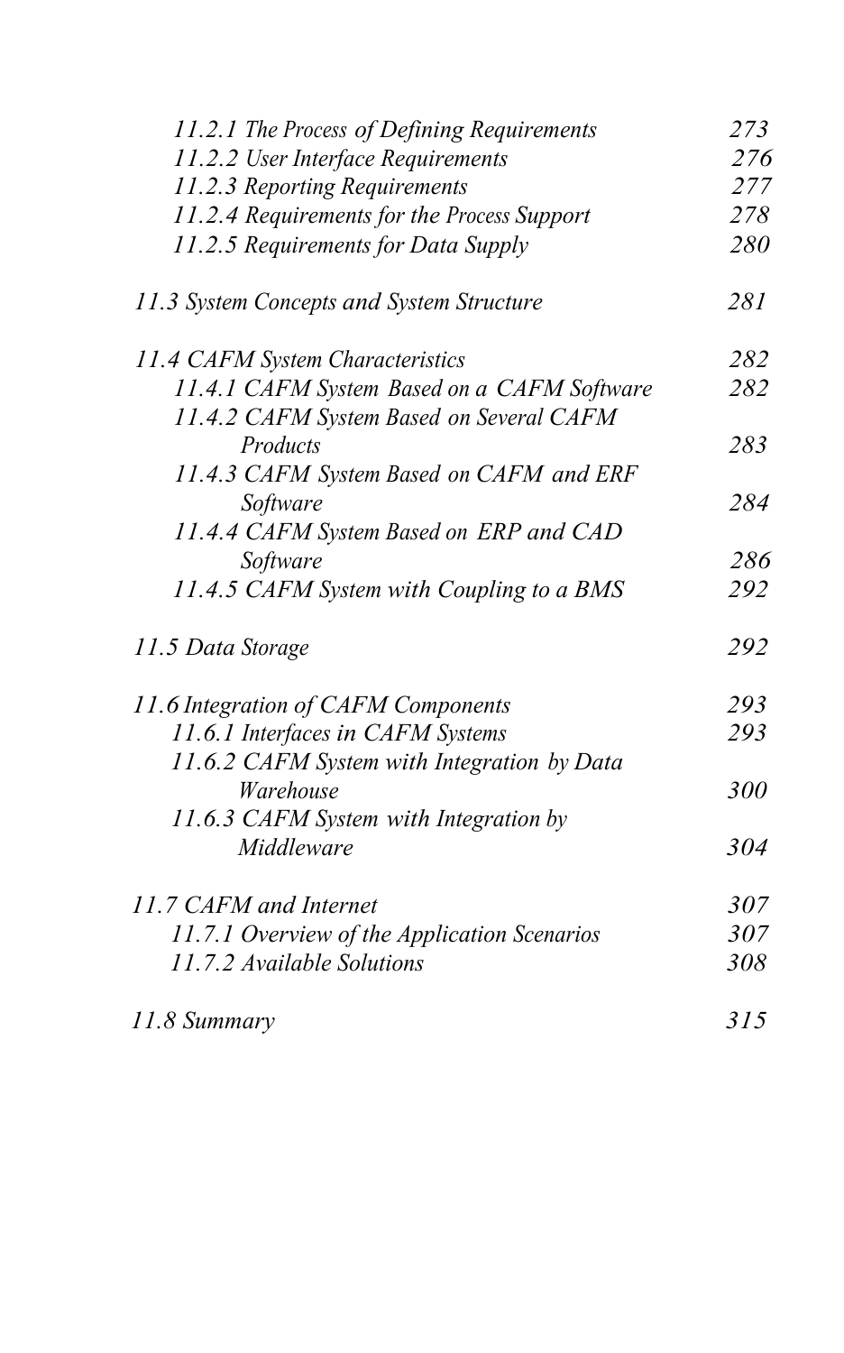*11.2.1 The Process of Defining Requirements* 273
*11.2.2 User Interface Requirements* 276
*11.2.3 Reporting Requirements* 277
*11.2.4 Requirements for the Process Support* 278
*11.2.5 Requirements for Data Supply* 280

*11.3 System Concepts and System Structure* 281

*11.4 CAFM System Characteristics* 282
*11.4.1 CAFM System Based on a CAFM Software* 282
*11.4.2 CAFM System Based on Several CAFM Products* 283
*11.4.3 CAFM System Based on CAFM and ERF Software* 284
*11.4.4 CAFM System Based on ERP and CAD Software* 286
*11.4.5 CAFM System with Coupling to a BMS* 292

*11.5 Data Storage* 292

*11.6 Integration of CAFM Components* 293
*11.6.1 Interfaces in CAFM Systems* 293
*11.6.2 CAFM System with Integration by Data Warehouse* 300
*11.6.3 CAFM System with Integration by Middleware* 304

*11.7 CAFM and Internet* 307
*11.7.1 Overview of the Application Scenarios* 307
*11.7.2 Available Solutions* 308

*11.8 Summary* 315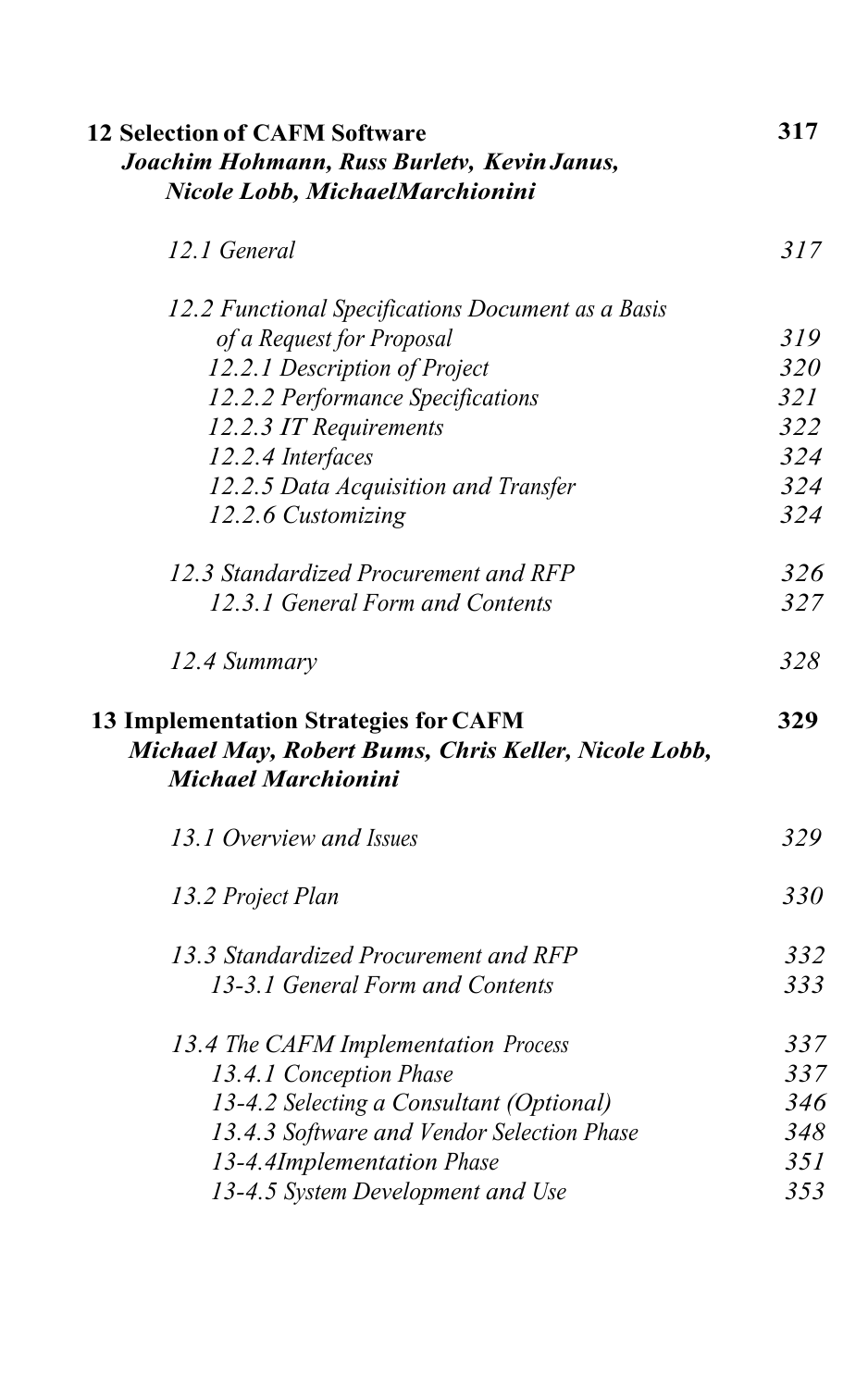**12 Selection of CAFM Software** **317**

***Joachim Hohmann, Russ Burletv, Kevin Janus, Nicole Lobb, MichaelMarchionini***

*12.1 General* *317*

*12.2 Functional Specifications Document as a Basis of a Request for Proposal* *319*

*12.2.1 Description of Project* *320*

*12.2.2 Performance Specifications* *321*

*12.2.3 IT Requirements* *322*

*12.2.4 Interfaces* *324*

*12.2.5 Data Acquisition and Transfer* *324*

*12.2.6 Customizing* *324*

*12.3 Standardized Procurement and RFP* *326*

*12.3.1 General Form and Contents* *327*

*12.4 Summary* *328*

**13 Implementation Strategies for CAFM** **329**

***Michael May, Robert Bums, Chris Keller, Nicole Lobb, Michael Marchionini***

*13.1 Overview and Issues* *329*

*13.2 Project Plan* *330*

*13.3 Standardized Procurement and RFP* *332*

*13-3.1 General Form and Contents* *333*

*13.4 The CAFM Implementation Process* *337*

*13.4.1 Conception Phase* *337*

*13-4.2 Selecting a Consultant (Optional)* *346*

*13.4.3 Software and Vendor Selection Phase* *348*

*13-4.4Implementation Phase* *351*

*13-4.5 System Development and Use* *353*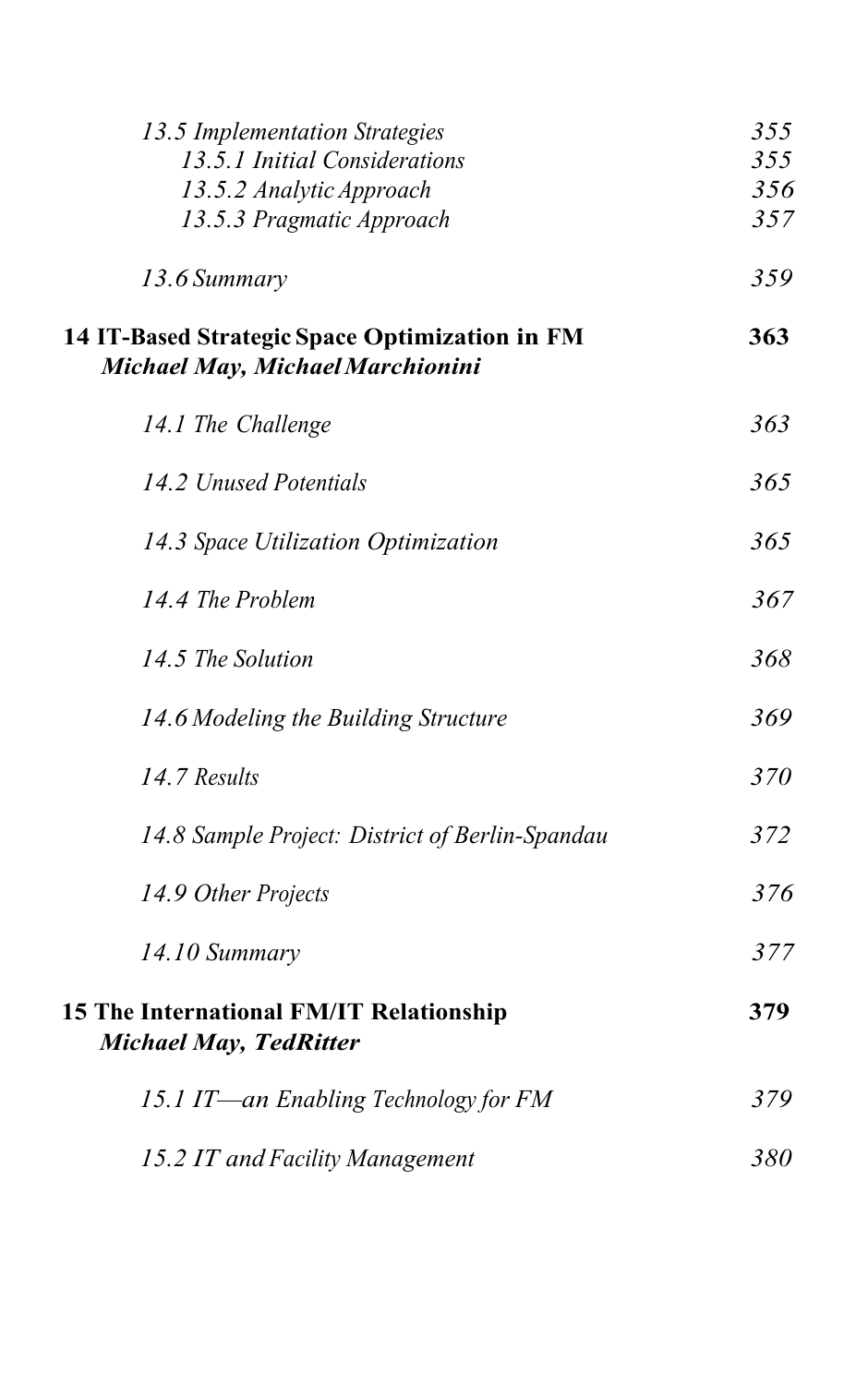*13.5 Implementation Strategies* 355

*13.5.1 Initial Considerations* 355

*13.5.2 Analytic Approach* 356

*13.5.3 Pragmatic Approach* 357

*13.6 Summary* 359

**14 IT-Based Strategic Space Optimization in FM** **363**
***Michael May, Michael Marchionini***

*14.1 The Challenge* 363

*14.2 Unused Potentials* 365

*14.3 Space Utilization Optimization* 365

*14.4 The Problem* 367

*14.5 The Solution* 368

*14.6 Modeling the Building Structure* 369

*14.7 Results* 370

*14.8 Sample Project: District of Berlin-Spandau* 372

*14.9 Other Projects* 376

*14.10 Summary* 377

**15 The International FM/IT Relationship** **379**
***Michael May, Ted Ritter***

*15.1 IT—an Enabling Technology for FM* 379

*15.2 IT and Facility Management* 380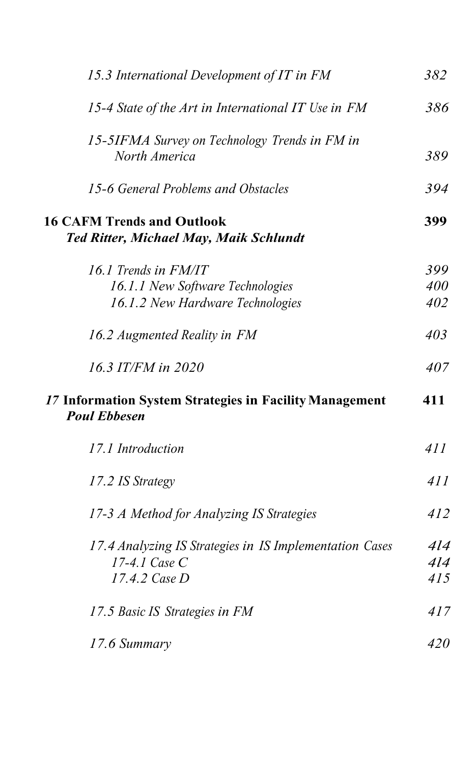*15.3 International Development of IT in FM* *382*

*15-4 State of the Art in International IT Use in FM* *386*

*15-5IFMA Survey on Technology Trends in FM in North America* *389*

*15-6 General Problems and Obstacles* *394*

**16 CAFM Trends and Outlook** **399**
***Ted Ritter, Michael May, Maik Schlundt***

*16.1 Trends in FM/IT* *399*
*16.1.1 New Software Technologies* *400*
*16.1.2 New Hardware Technologies* *402*

*16.2 Augmented Reality in FM* *403*

*16.3 IT/FM in 2020* *407*

***17*** **Information System Strategies in Facility Management** **411**
***Poul Ebbesen***

*17.1 Introduction* *411*

*17.2 IS Strategy* *411*

*17-3 A Method for Analyzing IS Strategies* *412*

*17.4 Analyzing IS Strategies in IS Implementation Cases* *4l4*
*17-4.1 Case C* *4l4*
*17.4.2 Case D* *415*

*17.5 Basic IS Strategies in FM* *417*

*17.6 Summary* *420*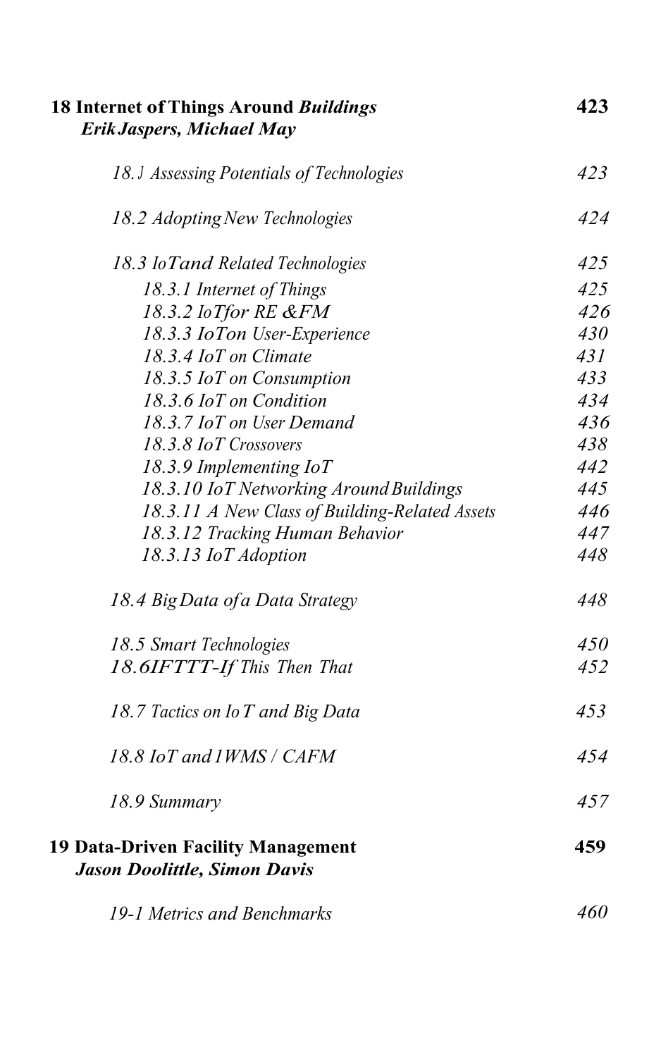**18 Internet of Things Around *Buildings*** 423
***Erik Jaspers, Michael May***

*18.1 Assessing Potentials of Technologies* 423

*18.2 Adopting New Technologies* 424

*18.3 IoT and Related Technologies* 425

*18.3.1 Internet of Things* 425
*18.3.2 IoT for RE &FM* 426
*18.3.3 IoT on User-Experience* 430
*18.3.4 IoT on Climate* 431
*18.3.5 IoT on Consumption* 433
*18.3.6 IoT on Condition* 434
*18.3.7 IoT on User Demand* 436
*18.3.8 IoT Crossovers* 438
*18.3.9 Implementing IoT* 442
*18.3.10 IoT Networking Around Buildings* 445
*18.3.11 A New Class of Building-Related Assets* 446
*18.3.12 Tracking Human Behavior* 447
*18.3.13 IoT Adoption* 448

*18.4 Big Data of a Data Strategy* 448

*18.5 Smart Technologies* 450
*18.6 IFTTT-If This Then That* 452

*18.7 Tactics on IoT and Big Data* 453

*18.8 IoT and IWMS / CAFM* 454

*18.9 Summary* 457

**19 Data-Driven Facility Management** 459
***Jason Doolittle, Simon Davis***

*19-1 Metrics and Benchmarks* 460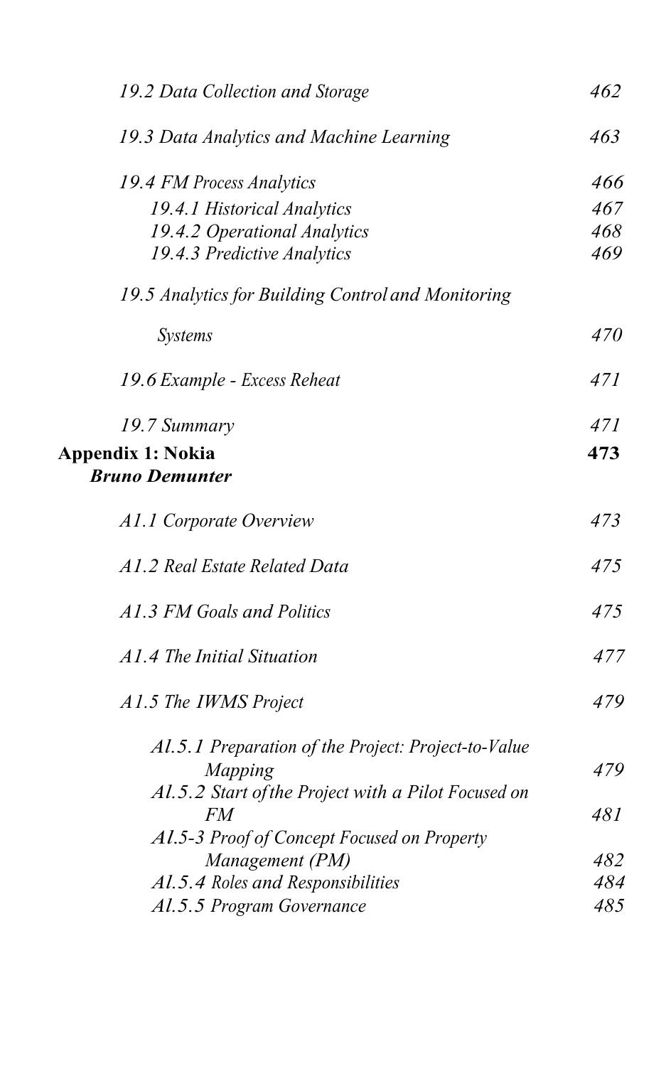*19.2 Data Collection and Storage* 462

*19.3 Data Analytics and Machine Learning* 463

*19.4 FM Process Analytics* 466

- *19.4.1 Historical Analytics* 467
- *19.4.2 Operational Analytics* 468
- *19.4.3 Predictive Analytics* 469

*19.5 Analytics for Building Control and Monitoring Systems* 470

*19.6 Example - Excess Reheat* 471

*19.7 Summary* 471

**Appendix 1: Nokia** **473**
***Bruno Demunter***

*A1.1 Corporate Overview* 473

*A1.2 Real Estate Related Data* 475

*A1.3 FM Goals and Politics* 475

*A1.4 The Initial Situation* 477

*A1.5 The IWMS Project* 479

- *Al.5.1 Preparation of the Project: Project-to-Value Mapping* 479
- *Al.5.2 Start of the Project with a Pilot Focused on FM* 481
- *Al.5-3 Proof of Concept Focused on Property Management (PM)* 482
- *Al.5.4 Roles and Responsibilities* 484
- *Al.5.5 Program Governance* 485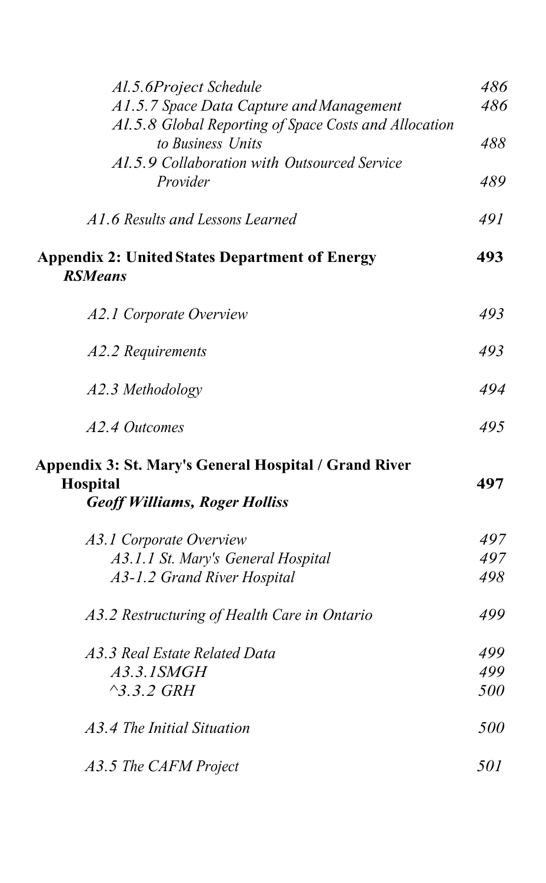*Al.5.6Project Schedule* 486
*A1.5.7 Space Data Capture and Management* 486
*Al.5.8 Global Reporting of Space Costs and Allocation to Business Units* 488
*Al.5.9 Collaboration with Outsourced Service Provider* 489

*A1.6 Results and Lessons Learned* 491

**Appendix 2: United States Department of Energy** **493**
***RSMeans***

*A2.1 Corporate Overview* 493

*A2.2 Requirements* 493

*A2.3 Methodology* 494

*A2.4 Outcomes* 495

**Appendix 3: St. Mary's General Hospital / Grand River Hospital** **497**
***Geoff Williams, Roger Holliss***

*A3.1 Corporate Overview* 497
*A3.1.1 St. Mary's General Hospital* 497
*A3-1.2 Grand River Hospital* 498

*A3.2 Restructuring of Health Care in Ontario* 499

*A3.3 Real Estate Related Data* 499
*A3.3.1SMGH* 499
*^3.3.2 GRH* 500

*A3.4 The Initial Situation* 500

*A3.5 The CAFM Project* 501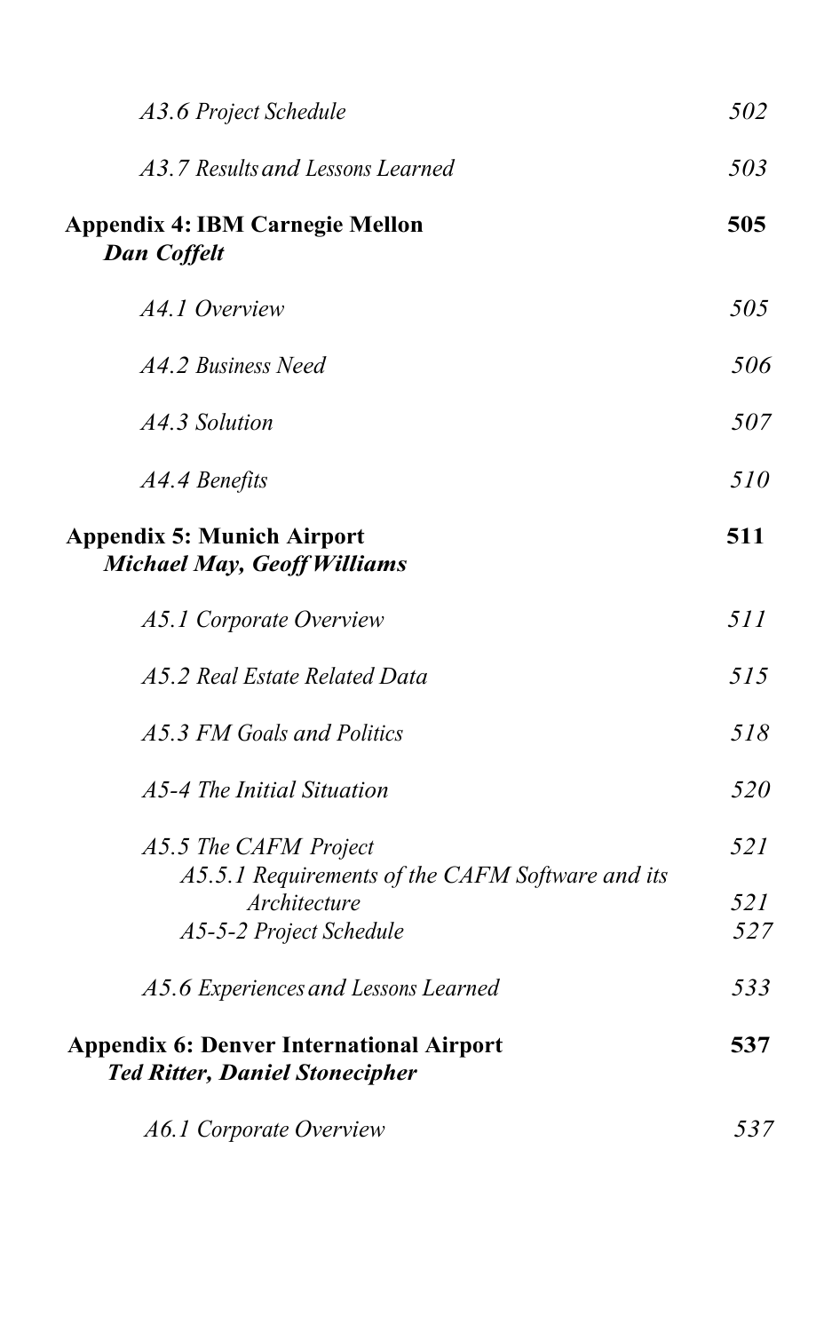*A3.6 Project Schedule* 502

*A3.7 Results and Lessons Learned* 503

**Appendix 4: IBM Carnegie Mellon** **505**
***Dan Coffelt***

*A4.1 Overview* 505

*A4.2 Business Need* 506

*A4.3 Solution* 507

*A4.4 Benefits* 510

**Appendix 5: Munich Airport** **511**
***Michael May, Geoff Williams***

*A5.1 Corporate Overview* 511

*A5.2 Real Estate Related Data* 515

*A5.3 FM Goals and Politics* 518

*A5-4 The Initial Situation* 520

*A5.5 The CAFM Project* 521
*A5.5.1 Requirements of the CAFM Software and its Architecture* 521
*A5-5-2 Project Schedule* 527

*A5.6 Experiences and Lessons Learned* 533

**Appendix 6: Denver International Airport** **537**
***Ted Ritter, Daniel Stonecipher***

*A6.1 Corporate Overview* 537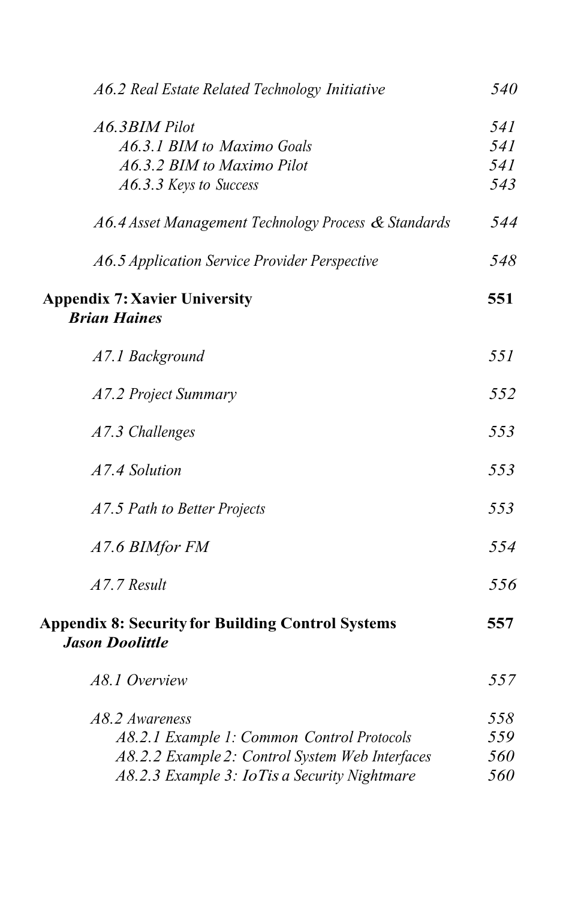*A6.2 Real Estate Related Technology Initiative* 540

*A6.3BIM Pilot* 541
- *A6.3.1 BIM to Maximo Goals* 541
- *A6.3.2 BIM to Maximo Pilot* 541
- *A6.3.3 Keys to Success* 543

*A6.4 Asset Management Technology Process & Standards* 544

*A6.5 Application Service Provider Perspective* 548

**Appendix 7: Xavier University** **551**
***Brian Haines***

*A7.1 Background* 551

*A7.2 Project Summary* 552

*A7.3 Challenges* 553

*A7.4 Solution* 553

*A7.5 Path to Better Projects* 553

*A7.6 BIMfor FM* 554

*A7.7 Result* 556

**Appendix 8: Security for Building Control Systems** **557**
***Jason Doolittle***

*A8.1 Overview* 557

*A8.2 Awareness* 558
- *A8.2.1 Example 1: Common Control Protocols* 559
- *A8.2.2 Example 2: Control System Web Interfaces* 560
- *A8.2.3 Example 3: IoTis a Security Nightmare* 560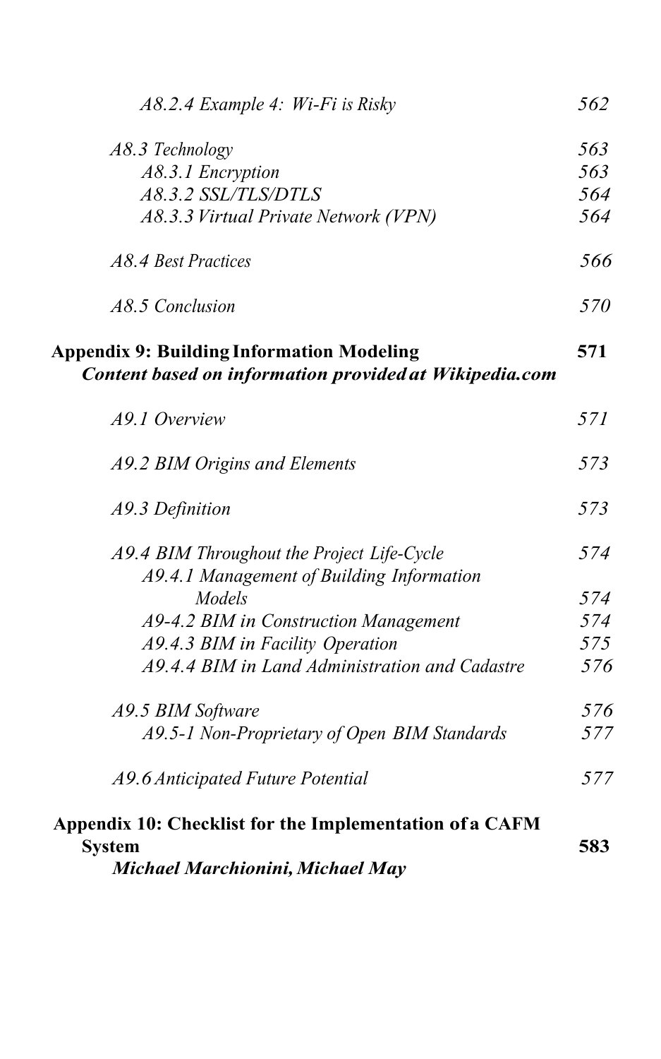*A8.2.4 Example 4: Wi-Fi is Risky* 562

*A8.3 Technology* 563
*A8.3.1 Encryption* 563
*A8.3.2 SSL/TLS/DTLS* 564
*A8.3.3 Virtual Private Network (VPN)* 564

*A8.4 Best Practices* 566

*A8.5 Conclusion* 570

**Appendix 9: Building Information Modeling** **571**
***Content based on information provided at Wikipedia.com***

*A9.1 Overview* 571

*A9.2 BIM Origins and Elements* 573

*A9.3 Definition* 573

*A9.4 BIM Throughout the Project Life-Cycle* 574
*A9.4.1 Management of Building Information Models* 574
*A9-4.2 BIM in Construction Management* 574
*A9.4.3 BIM in Facility Operation* 575
*A9.4.4 BIM in Land Administration and Cadastre* 576

*A9.5 BIM Software* 576
*A9.5-1 Non-Proprietary of Open BIM Standards* 577

*A9.6 Anticipated Future Potential* 577

**Appendix 10: Checklist for the Implementation of a CAFM System** **583**
***Michael Marchionini, Michael May***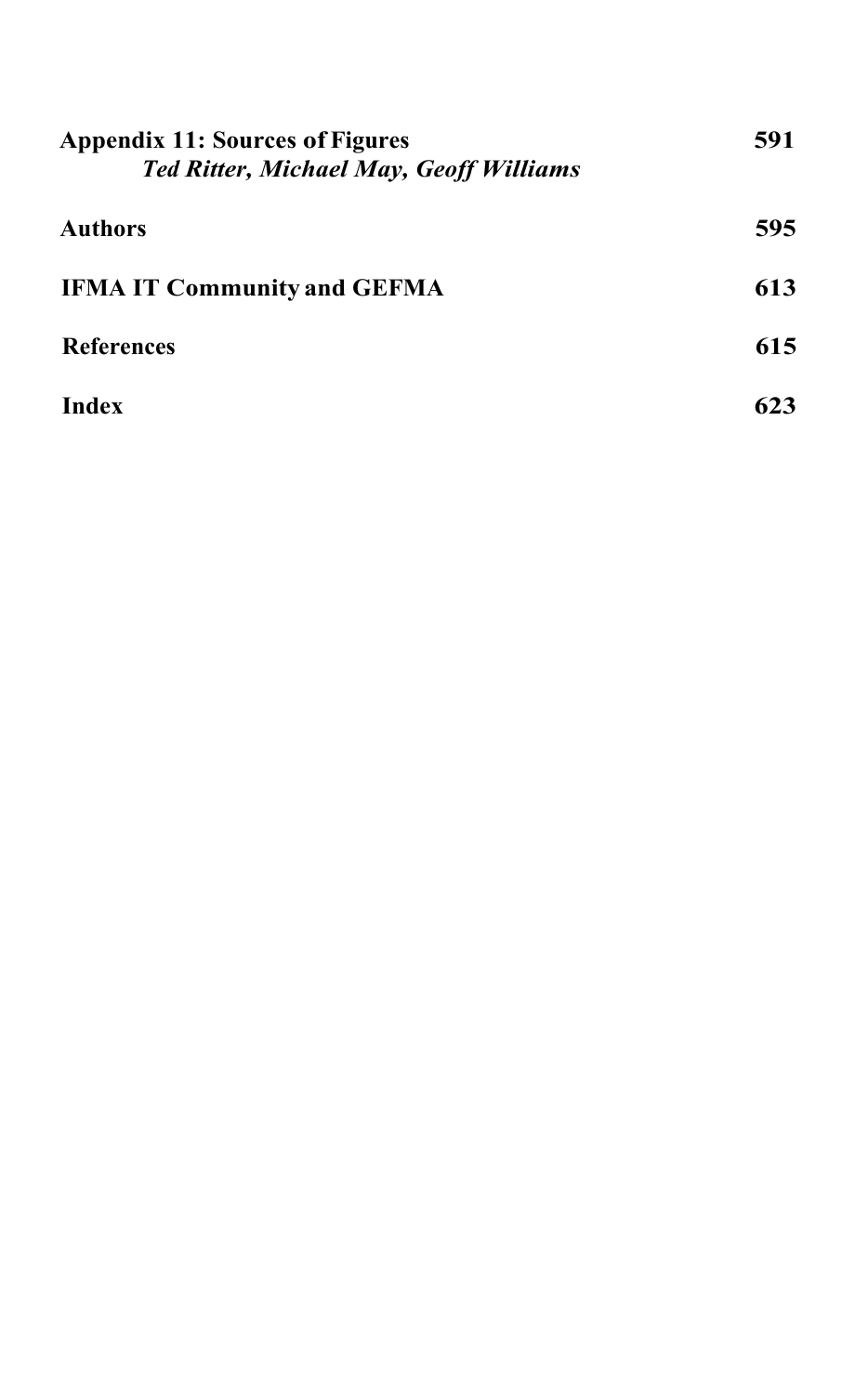**Appendix 11: Sources of Figures** 591
*Ted Ritter, Michael May, Geoff Williams*

**Authors** 595

**IFMA IT Community and GEFMA** 613

**References** 615

**Index** 623